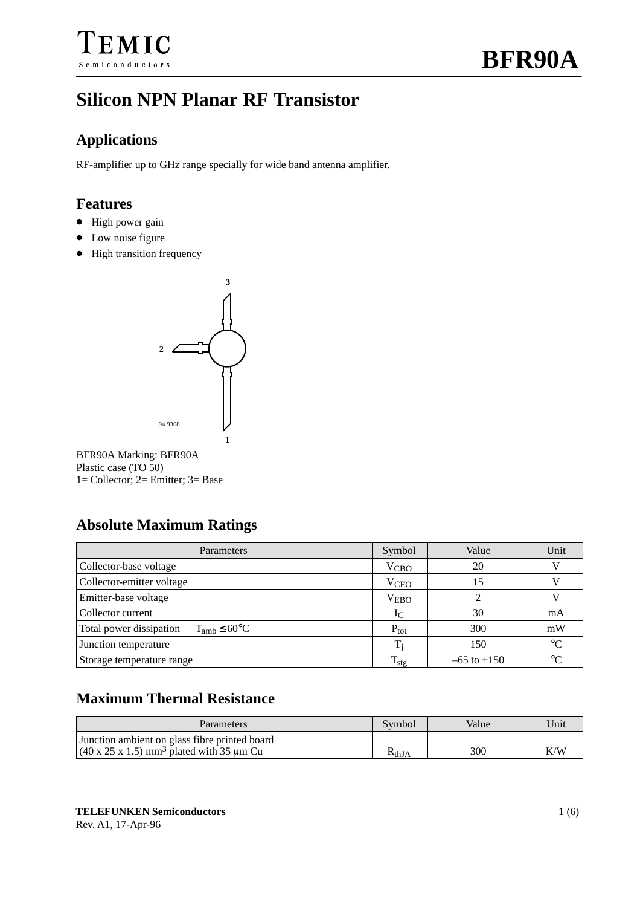# BFR90A

## Silicon NPN Planar RF Transistor

### Applications

RF-amplifier up to GHz range specially for wide band antenna amplifier.

### Features

- High power gain
- Low noise figure
- High transition frequency

3

2

94 9308

1

BFR90A Marking: BFR90A
Plastic case (TO 50)
1= Collector; 2= Emitter; 3= Base

### Absolute Maximum Ratings

| Parameters | Symbol | Value | Unit |
|---|---|---|---|
| Collector-base voltage | $V_{CBO}$ | 20 | V |
| Collector-emitter voltage | $V_{CEO}$ | 15 | V |
| Emitter-base voltage | $V_{EBO}$ | 2 | V |
| Collector current | $I_C$ | 30 | mA |
| Total power dissipation $T_{amb} \leq 60°C$ | $P_{tot}$ | 300 | mW |
| Junction temperature | $T_j$ | 150 | °C |
| Storage temperature range | $T_{stg}$ | –65 to +150 | °C |

### Maximum Thermal Resistance

| Parameters | Symbol | Value | Unit |
|---|---|---|---|
| Junction ambient on glass fibre printed board (40 x 25 x 1.5) $mm^3$ plated with 35 μm Cu | $R_{thJA}$ | 300 | K/W |

**TELEFUNKEN Semiconductors**
Rev. A1, 17-Apr-96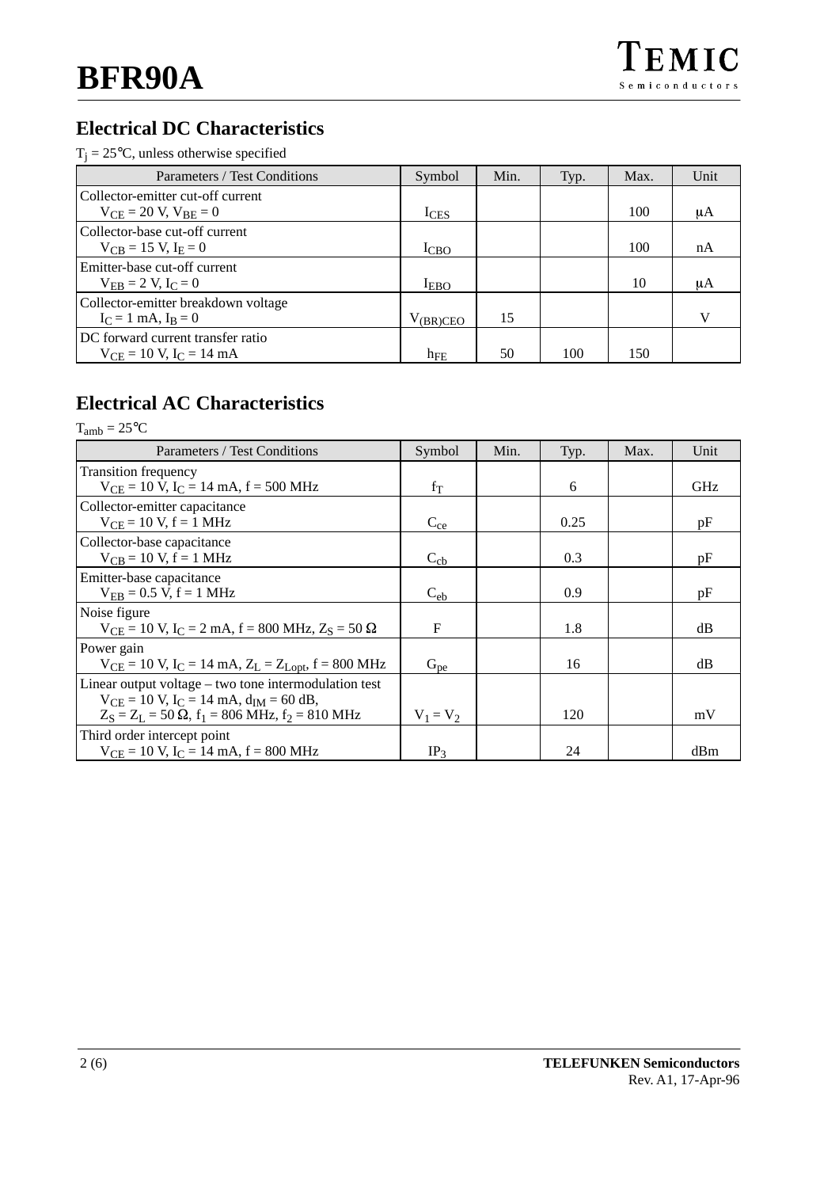## Electrical DC Characteristics

$T_j = 25°C$, unless otherwise specified

| Parameters / Test Conditions | Symbol | Min. | Typ. | Max. | Unit |
|---|---|---|---|---|---|
| Collector-emitter cut-off current $V_{CE} = 20$ V, $V_{BE} = 0$ | $I_{CES}$ | | | 100 | μA |
| Collector-base cut-off current $V_{CB} = 15$ V, $I_E = 0$ | $I_{CBO}$ | | | 100 | nA |
| Emitter-base cut-off current $V_{EB} = 2$ V, $I_C = 0$ | $I_{EBO}$ | | | 10 | μA |
| Collector-emitter breakdown voltage $I_C = 1$ mA, $I_B = 0$ | $V_{(BR)CEO}$ | 15 | | | V |
| DC forward current transfer ratio $V_{CE} = 10$ V, $I_C = 14$ mA | $h_{FE}$ | 50 | 100 | 150 | |

## Electrical AC Characteristics

$T_{amb} = 25°C$

| Parameters / Test Conditions | Symbol | Min. | Typ. | Max. | Unit |
|---|---|---|---|---|---|
| Transition frequency $V_{CE} = 10$ V, $I_C = 14$ mA, f = 500 MHz | $f_T$ | | 6 | | GHz |
| Collector-emitter capacitance $V_{CE} = 10$ V, f = 1 MHz | $C_{ce}$ | | 0.25 | | pF |
| Collector-base capacitance $V_{CB} = 10$ V, f = 1 MHz | $C_{cb}$ | | 0.3 | | pF |
| Emitter-base capacitance $V_{EB} = 0.5$ V, f = 1 MHz | $C_{eb}$ | | 0.9 | | pF |
| Noise figure $V_{CE} = 10$ V, $I_C = 2$ mA, f = 800 MHz, $Z_S = 50\ \Omega$ | F | | 1.8 | | dB |
| Power gain $V_{CE} = 10$ V, $I_C = 14$ mA, $Z_L = Z_{Lopt}$, f = 800 MHz | $G_{pe}$ | | 16 | | dB |
| Linear output voltage – two tone intermodulation test $V_{CE} = 10$ V, $I_C = 14$ mA, $d_{IM} = 60$ dB, $Z_S = Z_L = 50\ \Omega$, $f_1 = 806$ MHz, $f_2 = 810$ MHz | $V_1 = V_2$ | | 120 | | mV |
| Third order intercept point $V_{CE} = 10$ V, $I_C = 14$ mA, f = 800 MHz | $IP_3$ | | 24 | | dBm |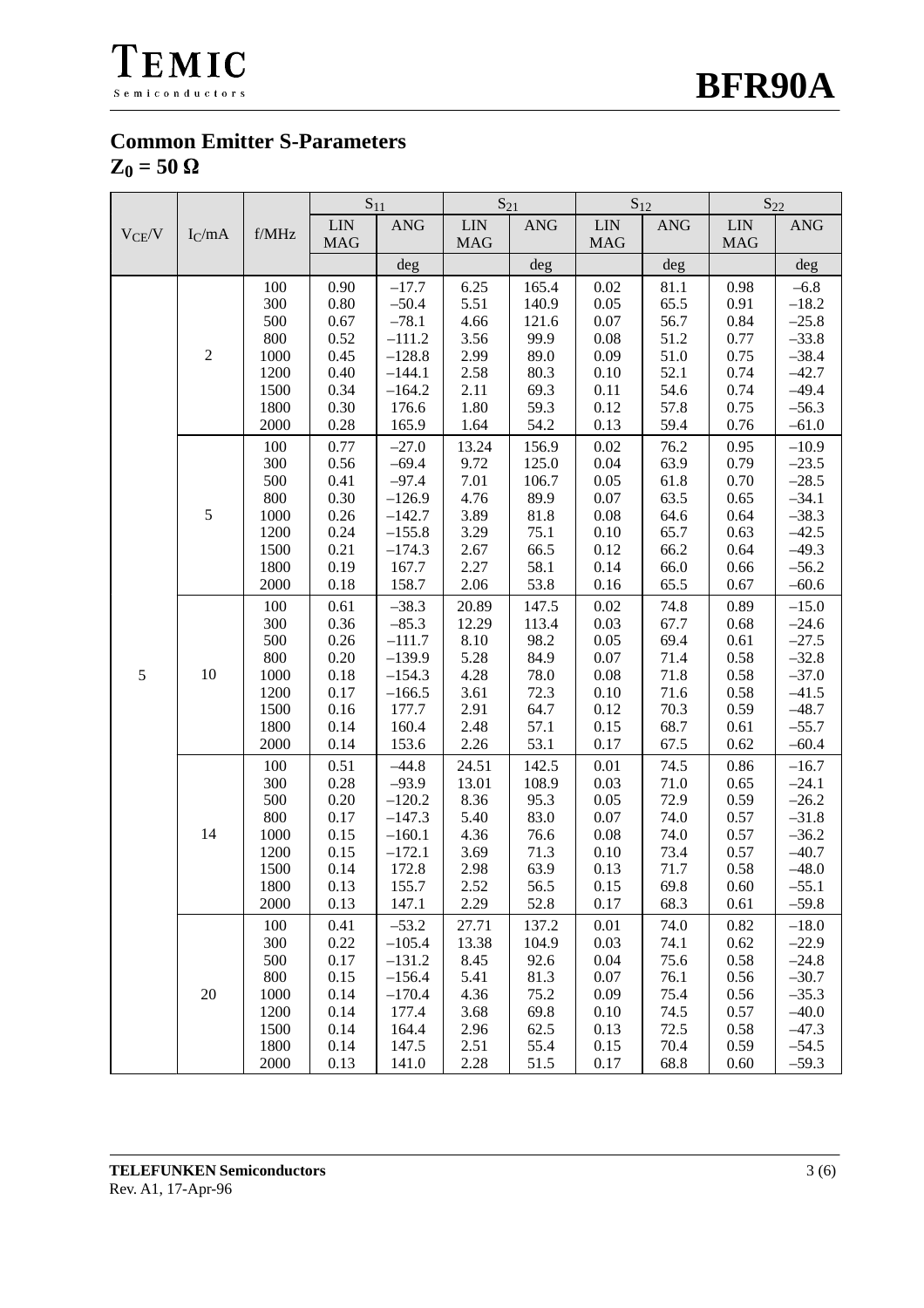## Common Emitter S-Parameters

## $Z_0 = 50\ \Omega$

| $V_{CE}$/V | $I_C$/mA | f/MHz | $S_{11}$ | | $S_{21}$ | | $S_{12}$ | | $S_{22}$ | |
|---|---|---|---|---|---|---|---|---|---|---|
| | | | LIN MAG | ANG | LIN MAG | ANG | LIN MAG | ANG | LIN MAG | ANG |
| | | | | deg | | deg | | deg | | deg |
| 5 | 2 | 100 | 0.90 | –17.7 | 6.25 | 165.4 | 0.02 | 81.1 | 0.98 | –6.8 |
| | | 300 | 0.80 | –50.4 | 5.51 | 140.9 | 0.05 | 65.5 | 0.91 | –18.2 |
| | | 500 | 0.67 | –78.1 | 4.66 | 121.6 | 0.07 | 56.7 | 0.84 | –25.8 |
| | | 800 | 0.52 | –111.2 | 3.56 | 99.9 | 0.08 | 51.2 | 0.77 | –33.8 |
| | | 1000 | 0.45 | –128.8 | 2.99 | 89.0 | 0.09 | 51.0 | 0.75 | –38.4 |
| | | 1200 | 0.40 | –144.1 | 2.58 | 80.3 | 0.10 | 52.1 | 0.74 | –42.7 |
| | | 1500 | 0.34 | –164.2 | 2.11 | 69.3 | 0.11 | 54.6 | 0.74 | –49.4 |
| | | 1800 | 0.30 | 176.6 | 1.80 | 59.3 | 0.12 | 57.8 | 0.75 | –56.3 |
| | | 2000 | 0.28 | 165.9 | 1.64 | 54.2 | 0.13 | 59.4 | 0.76 | –61.0 |
| | 5 | 100 | 0.77 | –27.0 | 13.24 | 156.9 | 0.02 | 76.2 | 0.95 | –10.9 |
| | | 300 | 0.56 | –69.4 | 9.72 | 125.0 | 0.04 | 63.9 | 0.79 | –23.5 |
| | | 500 | 0.41 | –97.4 | 7.01 | 106.7 | 0.05 | 61.8 | 0.70 | –28.5 |
| | | 800 | 0.30 | –126.9 | 4.76 | 89.9 | 0.07 | 63.5 | 0.65 | –34.1 |
| | | 1000 | 0.26 | –142.7 | 3.89 | 81.8 | 0.08 | 64.6 | 0.64 | –38.3 |
| | | 1200 | 0.24 | –155.8 | 3.29 | 75.1 | 0.10 | 65.7 | 0.63 | –42.5 |
| | | 1500 | 0.21 | –174.3 | 2.67 | 66.5 | 0.12 | 66.2 | 0.64 | –49.3 |
| | | 1800 | 0.19 | 167.7 | 2.27 | 58.1 | 0.14 | 66.0 | 0.66 | –56.2 |
| | | 2000 | 0.18 | 158.7 | 2.06 | 53.8 | 0.16 | 65.5 | 0.67 | –60.6 |
| | 10 | 100 | 0.61 | –38.3 | 20.89 | 147.5 | 0.02 | 74.8 | 0.89 | –15.0 |
| | | 300 | 0.36 | –85.3 | 12.29 | 113.4 | 0.03 | 67.7 | 0.68 | –24.6 |
| | | 500 | 0.26 | –111.7 | 8.10 | 98.2 | 0.05 | 69.4 | 0.61 | –27.5 |
| | | 800 | 0.20 | –139.9 | 5.28 | 84.9 | 0.07 | 71.4 | 0.58 | –32.8 |
| | | 1000 | 0.18 | –154.3 | 4.28 | 78.0 | 0.08 | 71.8 | 0.58 | –37.0 |
| | | 1200 | 0.17 | –166.5 | 3.61 | 72.3 | 0.10 | 71.6 | 0.58 | –41.5 |
| | | 1500 | 0.16 | 177.7 | 2.91 | 64.7 | 0.12 | 70.3 | 0.59 | –48.7 |
| | | 1800 | 0.14 | 160.4 | 2.48 | 57.1 | 0.15 | 68.7 | 0.61 | –55.7 |
| | | 2000 | 0.14 | 153.6 | 2.26 | 53.1 | 0.17 | 67.5 | 0.62 | –60.4 |
| | 14 | 100 | 0.51 | –44.8 | 24.51 | 142.5 | 0.01 | 74.5 | 0.86 | –16.7 |
| | | 300 | 0.28 | –93.9 | 13.01 | 108.9 | 0.03 | 71.0 | 0.65 | –24.1 |
| | | 500 | 0.20 | –120.2 | 8.36 | 95.3 | 0.05 | 72.9 | 0.59 | –26.2 |
| | | 800 | 0.17 | –147.3 | 5.40 | 83.0 | 0.07 | 74.0 | 0.57 | –31.8 |
| | | 1000 | 0.15 | –160.1 | 4.36 | 76.6 | 0.08 | 74.0 | 0.57 | –36.2 |
| | | 1200 | 0.15 | –172.1 | 3.69 | 71.3 | 0.10 | 73.4 | 0.57 | –40.7 |
| | | 1500 | 0.14 | 172.8 | 2.98 | 63.9 | 0.13 | 71.7 | 0.58 | –48.0 |
| | | 1800 | 0.13 | 155.7 | 2.52 | 56.5 | 0.15 | 69.8 | 0.60 | –55.1 |
| | | 2000 | 0.13 | 147.1 | 2.29 | 52.8 | 0.17 | 68.3 | 0.61 | –59.8 |
| | 20 | 100 | 0.41 | –53.2 | 27.71 | 137.2 | 0.01 | 74.0 | 0.82 | –18.0 |
| | | 300 | 0.22 | –105.4 | 13.38 | 104.9 | 0.03 | 74.1 | 0.62 | –22.9 |
| | | 500 | 0.17 | –131.2 | 8.45 | 92.6 | 0.04 | 75.6 | 0.58 | –24.8 |
| | | 800 | 0.15 | –156.4 | 5.41 | 81.3 | 0.07 | 76.1 | 0.56 | –30.7 |
| | | 1000 | 0.14 | –170.4 | 4.36 | 75.2 | 0.09 | 75.4 | 0.56 | –35.3 |
| | | 1200 | 0.14 | 177.4 | 3.68 | 69.8 | 0.10 | 74.5 | 0.57 | –40.0 |
| | | 1500 | 0.14 | 164.4 | 2.96 | 62.5 | 0.13 | 72.5 | 0.58 | –47.3 |
| | | 1800 | 0.14 | 147.5 | 2.51 | 55.4 | 0.15 | 70.4 | 0.59 | –54.5 |
| | | 2000 | 0.13 | 141.0 | 2.28 | 51.5 | 0.17 | 68.8 | 0.60 | –59.3 |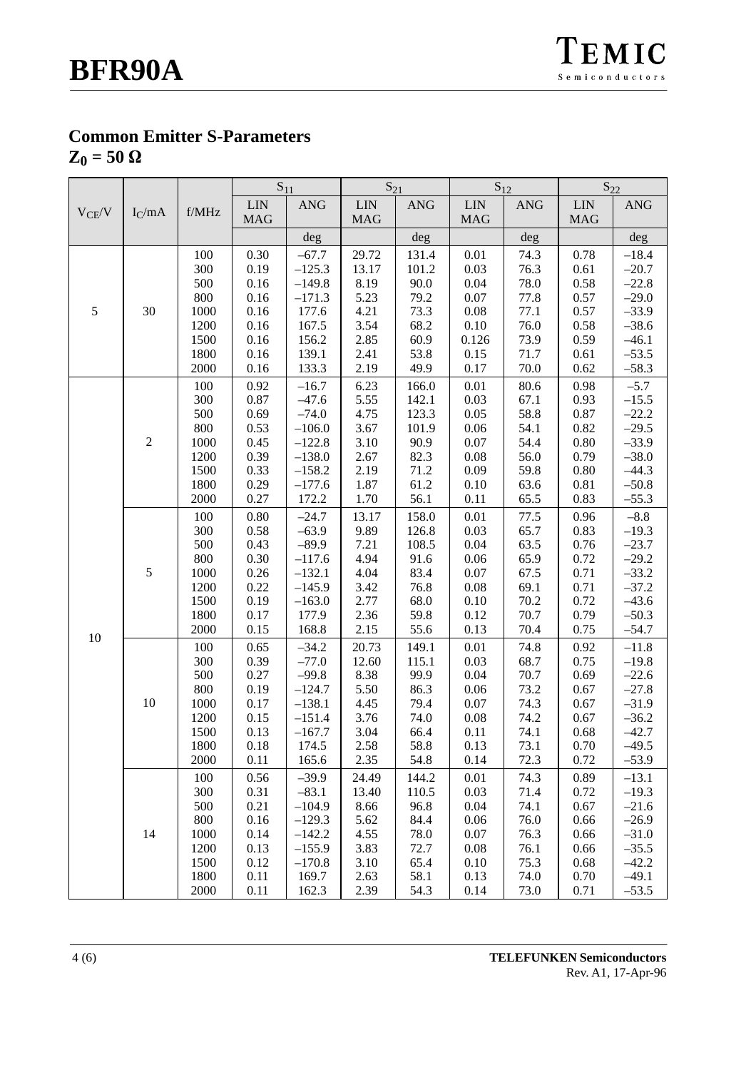## Common Emitter S-Parameters

## $Z_0 = 50\ \Omega$

| $V_{CE}$/V | $I_C$/mA | f/MHz | $S_{11}$ | | $S_{21}$ | | $S_{12}$ | | $S_{22}$ | |
|---|---|---|---|---|---|---|---|---|---|---|
| | | | LIN MAG | ANG | LIN MAG | ANG | LIN MAG | ANG | LIN MAG | ANG |
| | | | | deg | | deg | | deg | | deg |
| 5 | 30 | 100 | 0.30 | –67.7 | 29.72 | 131.4 | 0.01 | 74.3 | 0.78 | –18.4 |
| | | 300 | 0.19 | –125.3 | 13.17 | 101.2 | 0.03 | 76.3 | 0.61 | –20.7 |
| | | 500 | 0.16 | –149.8 | 8.19 | 90.0 | 0.04 | 78.0 | 0.58 | –22.8 |
| | | 800 | 0.16 | –171.3 | 5.23 | 79.2 | 0.07 | 77.8 | 0.57 | –29.0 |
| | | 1000 | 0.16 | 177.6 | 4.21 | 73.3 | 0.08 | 77.1 | 0.57 | –33.9 |
| | | 1200 | 0.16 | 167.5 | 3.54 | 68.2 | 0.10 | 76.0 | 0.58 | –38.6 |
| | | 1500 | 0.16 | 156.2 | 2.85 | 60.9 | 0.126 | 73.9 | 0.59 | –46.1 |
| | | 1800 | 0.16 | 139.1 | 2.41 | 53.8 | 0.15 | 71.7 | 0.61 | –53.5 |
| | | 2000 | 0.16 | 133.3 | 2.19 | 49.9 | 0.17 | 70.0 | 0.62 | –58.3 |
| 10 | 2 | 100 | 0.92 | –16.7 | 6.23 | 166.0 | 0.01 | 80.6 | 0.98 | –5.7 |
| | | 300 | 0.87 | –47.6 | 5.55 | 142.1 | 0.03 | 67.1 | 0.93 | –15.5 |
| | | 500 | 0.69 | –74.0 | 4.75 | 123.3 | 0.05 | 58.8 | 0.87 | –22.2 |
| | | 800 | 0.53 | –106.0 | 3.67 | 101.9 | 0.06 | 54.1 | 0.82 | –29.5 |
| | | 1000 | 0.45 | –122.8 | 3.10 | 90.9 | 0.07 | 54.4 | 0.80 | –33.9 |
| | | 1200 | 0.39 | –138.0 | 2.67 | 82.3 | 0.08 | 56.0 | 0.79 | –38.0 |
| | | 1500 | 0.33 | –158.2 | 2.19 | 71.2 | 0.09 | 59.8 | 0.80 | –44.3 |
| | | 1800 | 0.29 | –177.6 | 1.87 | 61.2 | 0.10 | 63.6 | 0.81 | –50.8 |
| | | 2000 | 0.27 | 172.2 | 1.70 | 56.1 | 0.11 | 65.5 | 0.83 | –55.3 |
| | 5 | 100 | 0.80 | –24.7 | 13.17 | 158.0 | 0.01 | 77.5 | 0.96 | –8.8 |
| | | 300 | 0.58 | –63.9 | 9.89 | 126.8 | 0.03 | 65.7 | 0.83 | –19.3 |
| | | 500 | 0.43 | –89.9 | 7.21 | 108.5 | 0.04 | 63.5 | 0.76 | –23.7 |
| | | 800 | 0.30 | –117.6 | 4.94 | 91.6 | 0.06 | 65.9 | 0.72 | –29.2 |
| | | 1000 | 0.26 | –132.1 | 4.04 | 83.4 | 0.07 | 67.5 | 0.71 | –33.2 |
| | | 1200 | 0.22 | –145.9 | 3.42 | 76.8 | 0.08 | 69.1 | 0.71 | –37.2 |
| | | 1500 | 0.19 | –163.0 | 2.77 | 68.0 | 0.10 | 70.2 | 0.72 | –43.6 |
| | | 1800 | 0.17 | 177.9 | 2.36 | 59.8 | 0.12 | 70.7 | 0.79 | –50.3 |
| | | 2000 | 0.15 | 168.8 | 2.15 | 55.6 | 0.13 | 70.4 | 0.75 | –54.7 |
| | 10 | 100 | 0.65 | –34.2 | 20.73 | 149.1 | 0.01 | 74.8 | 0.92 | –11.8 |
| | | 300 | 0.39 | –77.0 | 12.60 | 115.1 | 0.03 | 68.7 | 0.75 | –19.8 |
| | | 500 | 0.27 | –99.8 | 8.38 | 99.9 | 0.04 | 70.7 | 0.69 | –22.6 |
| | | 800 | 0.19 | –124.7 | 5.50 | 86.3 | 0.06 | 73.2 | 0.67 | –27.8 |
| | | 1000 | 0.17 | –138.1 | 4.45 | 79.4 | 0.07 | 74.3 | 0.67 | –31.9 |
| | | 1200 | 0.15 | –151.4 | 3.76 | 74.0 | 0.08 | 74.2 | 0.67 | –36.2 |
| | | 1500 | 0.13 | –167.7 | 3.04 | 66.4 | 0.11 | 74.1 | 0.68 | –42.7 |
| | | 1800 | 0.18 | 174.5 | 2.58 | 58.8 | 0.13 | 73.1 | 0.70 | –49.5 |
| | | 2000 | 0.11 | 165.6 | 2.35 | 54.8 | 0.14 | 72.3 | 0.72 | –53.9 |
| | 14 | 100 | 0.56 | –39.9 | 24.49 | 144.2 | 0.01 | 74.3 | 0.89 | –13.1 |
| | | 300 | 0.31 | –83.1 | 13.40 | 110.5 | 0.03 | 71.4 | 0.72 | –19.3 |
| | | 500 | 0.21 | –104.9 | 8.66 | 96.8 | 0.04 | 74.1 | 0.67 | –21.6 |
| | | 800 | 0.16 | –129.3 | 5.62 | 84.4 | 0.06 | 76.0 | 0.66 | –26.9 |
| | | 1000 | 0.14 | –142.2 | 4.55 | 78.0 | 0.07 | 76.3 | 0.66 | –31.0 |
| | | 1200 | 0.13 | –155.9 | 3.83 | 72.7 | 0.08 | 76.1 | 0.66 | –35.5 |
| | | 1500 | 0.12 | –170.8 | 3.10 | 65.4 | 0.10 | 75.3 | 0.68 | –42.2 |
| | | 1800 | 0.11 | 169.7 | 2.63 | 58.1 | 0.13 | 74.0 | 0.70 | –49.1 |
| | | 2000 | 0.11 | 162.3 | 2.39 | 54.3 | 0.14 | 73.0 | 0.71 | –53.5 |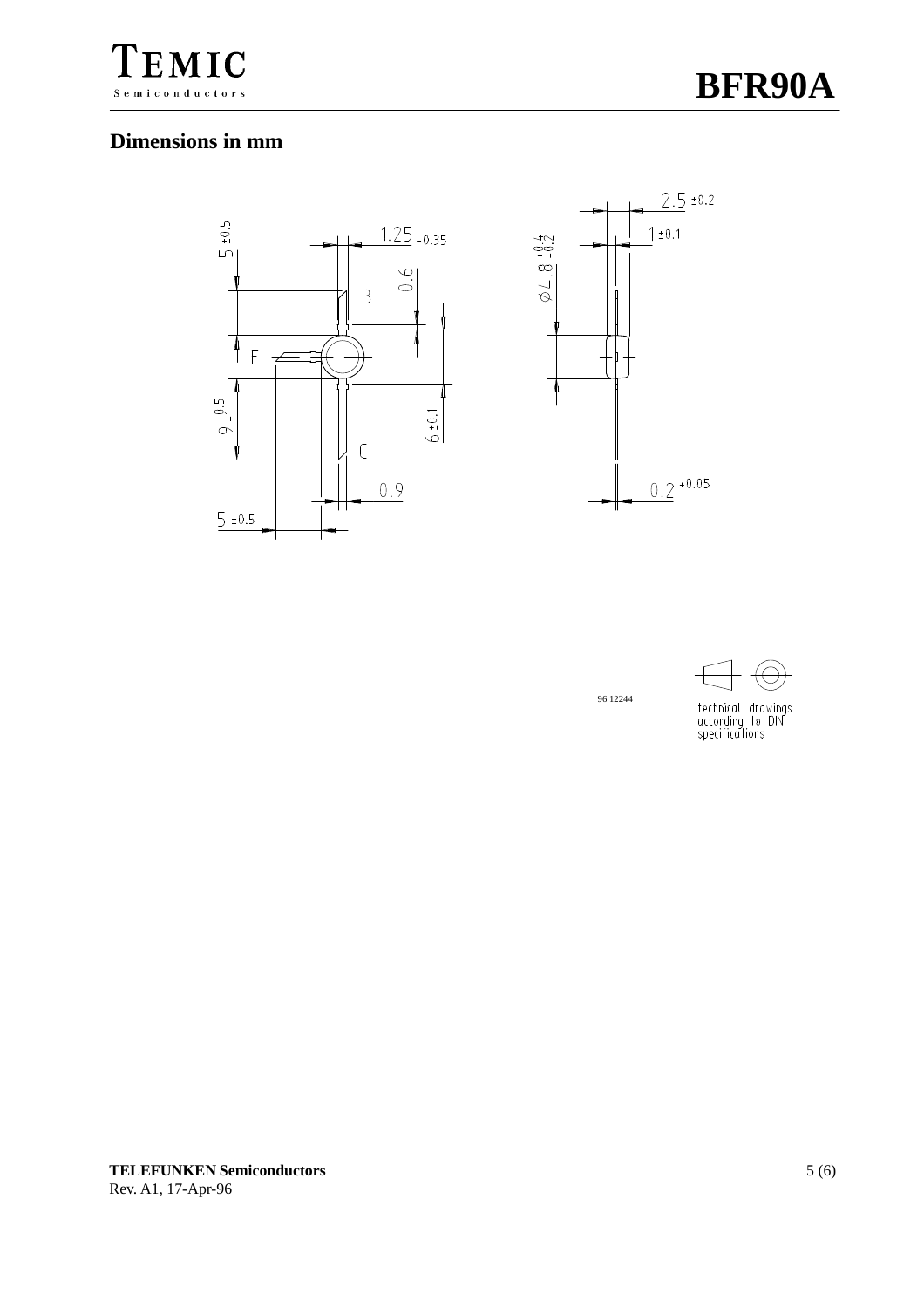## Dimensions in mm

96 12244

technical drawings according to DIN specifications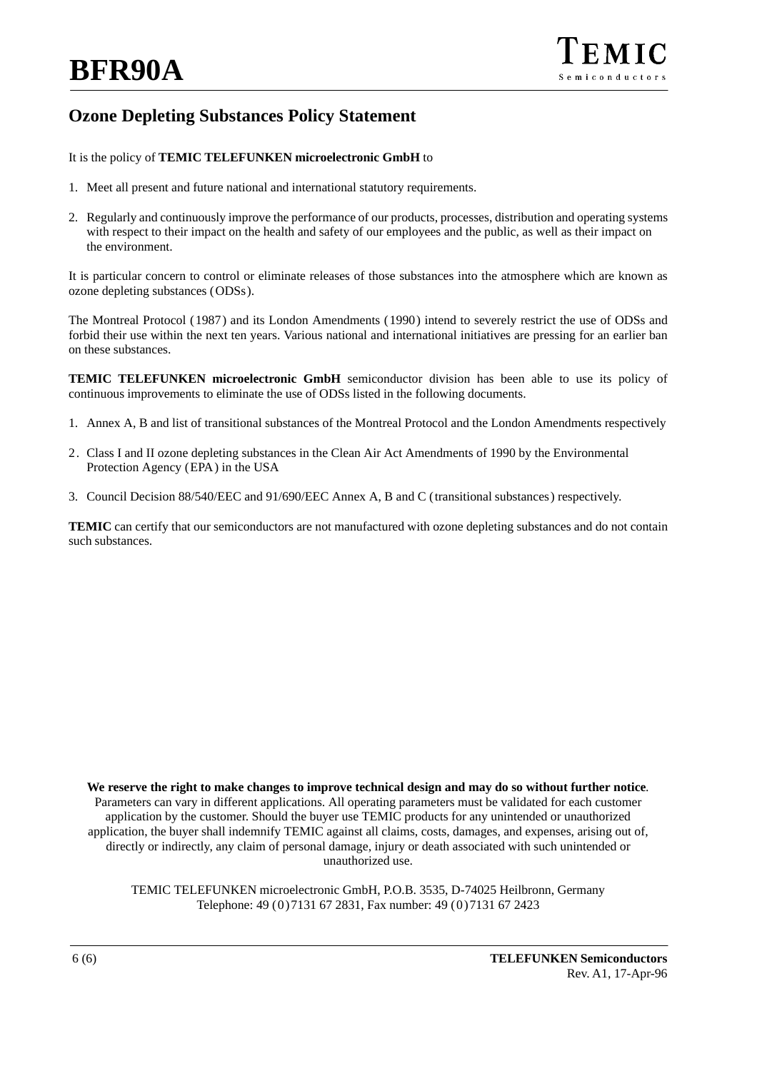## Ozone Depleting Substances Policy Statement

It is the policy of **TEMIC TELEFUNKEN microelectronic GmbH** to

1. Meet all present and future national and international statutory requirements.
2. Regularly and continuously improve the performance of our products, processes, distribution and operating systems with respect to their impact on the health and safety of our employees and the public, as well as their impact on the environment.

It is particular concern to control or eliminate releases of those substances into the atmosphere which are known as ozone depleting substances (ODSs).

The Montreal Protocol (1987) and its London Amendments (1990) intend to severely restrict the use of ODSs and forbid their use within the next ten years. Various national and international initiatives are pressing for an earlier ban on these substances.

**TEMIC TELEFUNKEN microelectronic GmbH** semiconductor division has been able to use its policy of continuous improvements to eliminate the use of ODSs listed in the following documents.

1. Annex A, B and list of transitional substances of the Montreal Protocol and the London Amendments respectively
2. Class I and II ozone depleting substances in the Clean Air Act Amendments of 1990 by the Environmental Protection Agency (EPA) in the USA
3. Council Decision 88/540/EEC and 91/690/EEC Annex A, B and C (transitional substances) respectively.

**TEMIC** can certify that our semiconductors are not manufactured with ozone depleting substances and do not contain such substances.

**We reserve the right to make changes to improve technical design and may do so without further notice**. Parameters can vary in different applications. All operating parameters must be validated for each customer application by the customer. Should the buyer use TEMIC products for any unintended or unauthorized application, the buyer shall indemnify TEMIC against all claims, costs, damages, and expenses, arising out of, directly or indirectly, any claim of personal damage, injury or death associated with such unintended or unauthorized use.

TEMIC TELEFUNKEN microelectronic GmbH, P.O.B. 3535, D-74025 Heilbronn, Germany
Telephone: 49 (0)7131 67 2831, Fax number: 49 (0)7131 67 2423